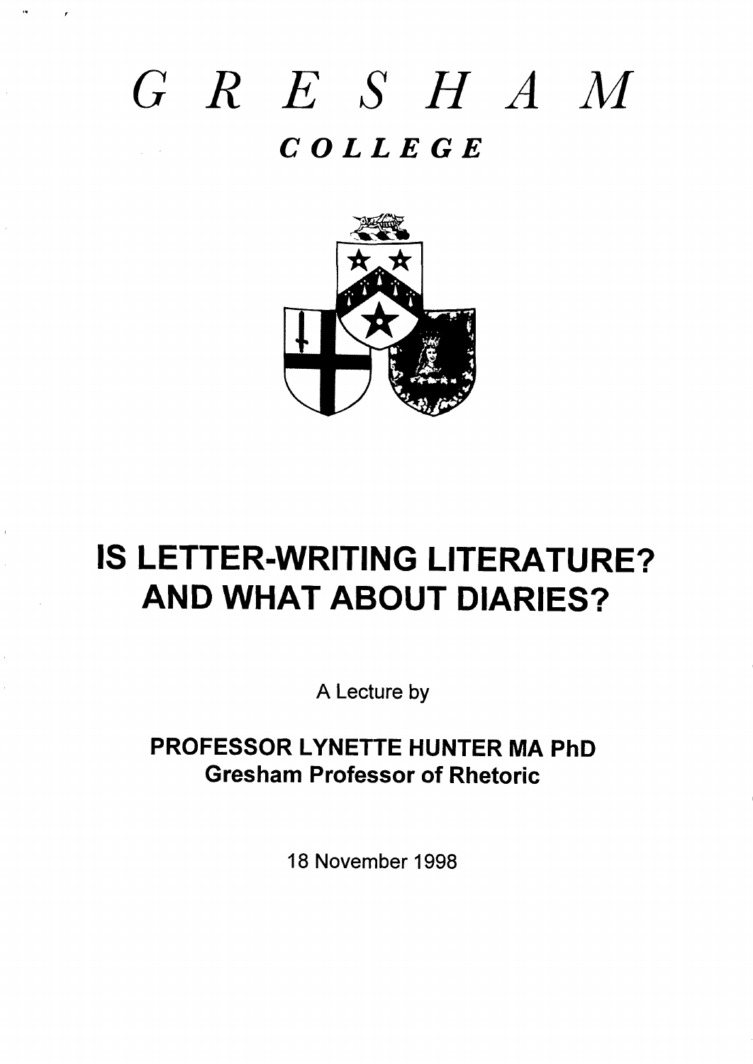# GRESHAM

## COLLEGE

# IS LETTER-WRITING LITERATURE? AND WHAT ABOUT DIARIES?

A Lecture by

**PROFESSOR LYNETTE HUNTER MA PhD**
**Gresham Professor of Rhetoric**

18 November 1998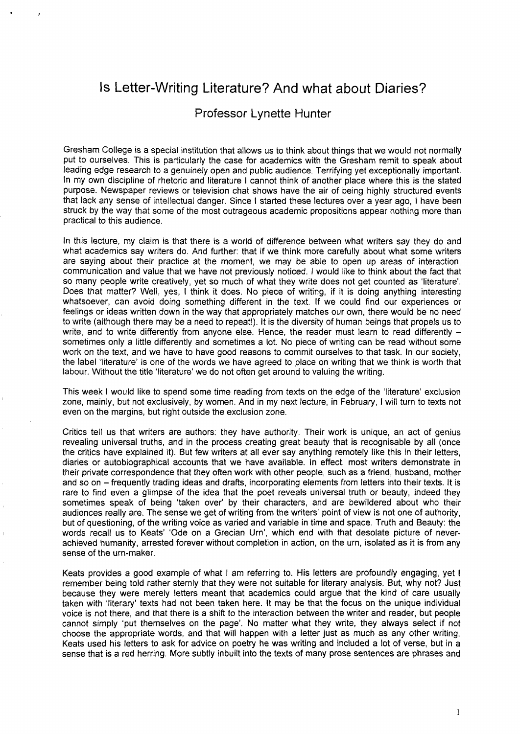# Is Letter-Writing Literature? And what about Diaries?

## Professor Lynette Hunter

Gresham College is a special institution that allows us to think about things that we would not normally put to ourselves. This is particularly the case for academics with the Gresham remit to speak about leading edge research to a genuinely open and public audience. Terrifying yet exceptionally important. In my own discipline of rhetoric and literature I cannot think of another place where this is the stated purpose. Newspaper reviews or television chat shows have the air of being highly structured events that lack any sense of intellectual danger. Since I started these lectures over a year ago, I have been struck by the way that some of the most outrageous academic propositions appear nothing more than practical to this audience.

In this lecture, my claim is that there is a world of difference between what writers say they do and what academics say writers do. And further: that if we think more carefully about what some writers are saying about their practice at the moment, we may be able to open up areas of interaction, communication and value that we have not previously noticed. I would like to think about the fact that so many people write creatively, yet so much of what they write does not get counted as 'literature'. Does that matter? Well, yes, I think it does. No piece of writing, if it is doing anything interesting whatsoever, can avoid doing something different in the text. If we could find our experiences or feelings or ideas written down in the way that appropriately matches our own, there would be no need to write (although there may be a need to repeat!). It is the diversity of human beings that propels us to write, and to write differently from anyone else. Hence, the reader must learn to read differently – sometimes only a little differently and sometimes a lot. No piece of writing can be read without some work on the text, and we have to have good reasons to commit ourselves to that task. In our society, the label 'literature' is one of the words we have agreed to place on writing that we think is worth that labour. Without the title 'literature' we do not often get around to valuing the writing.

This week I would like to spend some time reading from texts on the edge of the 'literature' exclusion zone, mainly, but not exclusively, by women. And in my next lecture, in February, I will turn to texts not even on the margins, but right outside the exclusion zone.

Critics tell us that writers are authors: they have authority. Their work is unique, an act of genius revealing universal truths, and in the process creating great beauty that is recognisable by all (once the critics have explained it). But few writers at all ever say anything remotely like this in their letters, diaries or autobiographical accounts that we have available. In effect, most writers demonstrate in their private correspondence that they often work with other people, such as a friend, husband, mother and so on – frequently trading ideas and drafts, incorporating elements from letters into their texts. It is rare to find even a glimpse of the idea that the poet reveals universal truth or beauty, indeed they sometimes speak of being 'taken over' by their characters, and are bewildered about who their audiences really are. The sense we get of writing from the writers' point of view is not one of authority, but of questioning, of the writing voice as varied and variable in time and space. Truth and Beauty: the words recall us to Keats' 'Ode on a Grecian Urn', which end with that desolate picture of never-achieved humanity, arrested forever without completion in action, on the urn, isolated as it is from any sense of the urn-maker.

Keats provides a good example of what I am referring to. His letters are profoundly engaging, yet I remember being told rather sternly that they were not suitable for literary analysis. But, why not? Just because they were merely letters meant that academics could argue that the kind of care usually taken with 'literary' texts had not been taken here. It may be that the focus on the unique individual voice is not there, and that there is a shift to the interaction between the writer and reader, but people cannot simply 'put themselves on the page'. No matter what they write, they always select if not choose the appropriate words, and that will happen with a letter just as much as any other writing. Keats used his letters to ask for advice on poetry he was writing and included a lot of verse, but in a sense that is a red herring. More subtly inbuilt into the texts of many prose sentences are phrases and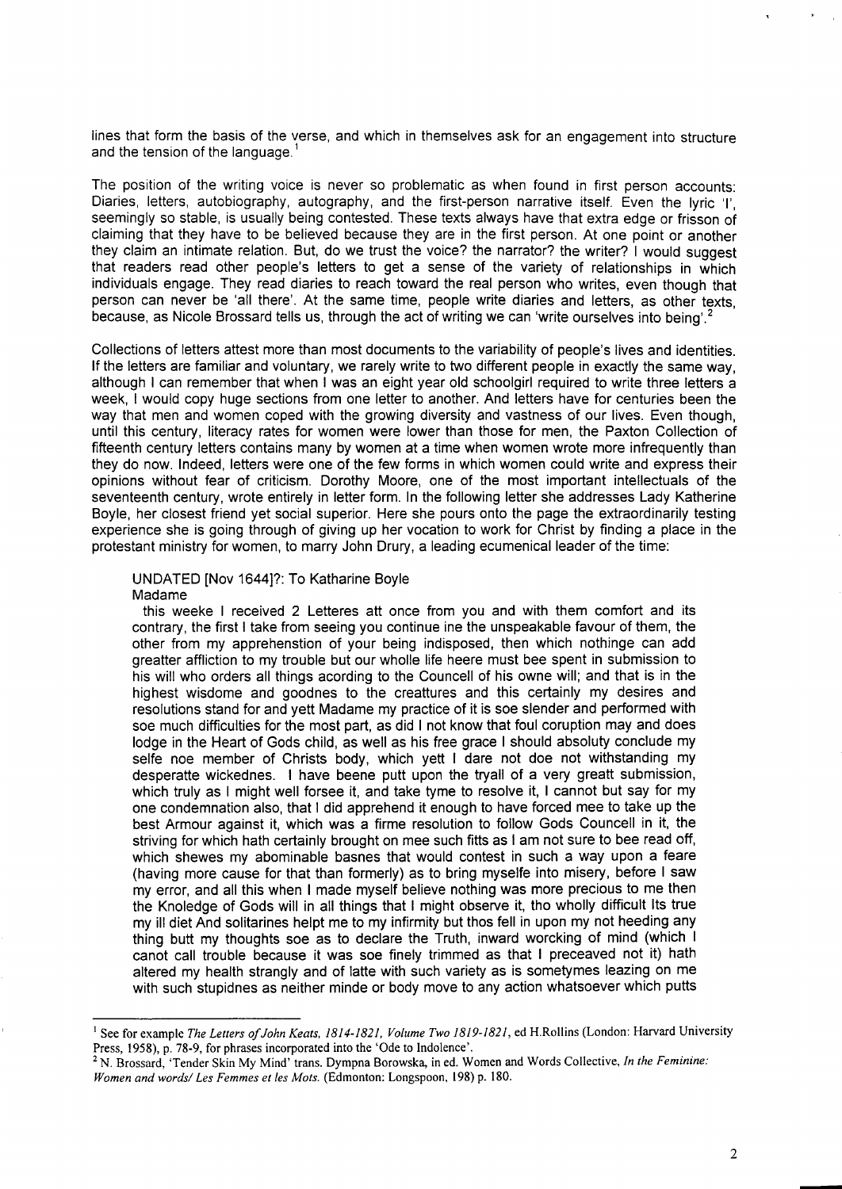lines that form the basis of the verse, and which in themselves ask for an engagement into structure and the tension of the language.[1]

The position of the writing voice is never so problematic as when found in first person accounts: Diaries, letters, autobiography, autography, and the first-person narrative itself. Even the lyric 'I', seemingly so stable, is usually being contested. These texts always have that extra edge or frisson of claiming that they have to be believed because they are in the first person. At one point or another they claim an intimate relation. But, do we trust the voice? the narrator? the writer? I would suggest that readers read other people's letters to get a sense of the variety of relationships in which individuals engage. They read diaries to reach toward the real person who writes, even though that person can never be 'all there'. At the same time, people write diaries and letters, as other texts, because, as Nicole Brossard tells us, through the act of writing we can 'write ourselves into being'.[2]

Collections of letters attest more than most documents to the variability of people's lives and identities. If the letters are familiar and voluntary, we rarely write to two different people in exactly the same way, although I can remember that when I was an eight year old schoolgirl required to write three letters a week, I would copy huge sections from one letter to another. And letters have for centuries been the way that men and women coped with the growing diversity and vastness of our lives. Even though, until this century, literacy rates for women were lower than those for men, the Paxton Collection of fifteenth century letters contains many by women at a time when women wrote more infrequently than they do now. Indeed, letters were one of the few forms in which women could write and express their opinions without fear of criticism. Dorothy Moore, one of the most important intellectuals of the seventeenth century, wrote entirely in letter form. In the following letter she addresses Lady Katherine Boyle, her closest friend yet social superior. Here she pours onto the page the extraordinarily testing experience she is going through of giving up her vocation to work for Christ by finding a place in the protestant ministry for women, to marry John Drury, a leading ecumenical leader of the time:

> UNDATED [Nov 1644]?: To Katharine Boyle
> Madame
> this weeke I received 2 Letteres att once from you and with them comfort and its contrary, the first I take from seeing you continue ine the unspeakable favour of them, the other from my apprehenstion of your being indisposed, then which nothinge can add greatter affliction to my trouble but our wholle life heere must bee spent in submission to his will who orders all things acording to the Councell of his owne will; and that is in the highest wisdome and goodnes to the creattures and this certainly my desires and resolutions stand for and yett Madame my practice of it is soe slender and performed with soe much difficulties for the most part, as did I not know that foul coruption may and does lodge in the Heart of Gods child, as well as his free grace I should absoluty conclude my selfe noe member of Christs body, which yett I dare not doe not withstanding my desperatte wickednes. I have beene putt upon the tryall of a very greatt submission, which truly as I might well forsee it, and take tyme to resolve it, I cannot but say for my one condemnation also, that I did apprehend it enough to have forced mee to take up the best Armour against it, which was a firme resolution to follow Gods Councell in it, the striving for which hath certainly brought on mee such fitts as I am not sure to bee read off, which shewes my abominable basnes that would contest in such a way upon a feare (having more cause for that than formerly) as to bring myselfe into misery, before I saw my error, and all this when I made myself believe nothing was more precious to me then the Knoledge of Gods will in all things that I might observe it, tho wholly difficult Its true my ill diet And solitarines helpt me to my infirmity but thos fell in upon my not heeding any thing butt my thoughts soe as to declare the Truth, inward worcking of mind (which I canot call trouble because it was soe finely trimmed as that I preceaved not it) hath altered my health strangly and of latte with such variety as is sometymes leazing on me with such stupidnes as neither minde or body move to any action whatsoever which putts

---

[1] See for example *The Letters of John Keats, 1814-1821, Volume Two 1819-1821*, ed H.Rollins (London: Harvard University Press, 1958), p. 78-9, for phrases incorporated into the 'Ode to Indolence'.

[2] N. Brossard, 'Tender Skin My Mind' trans. Dympna Borowska, in ed. Women and Words Collective, *In the Feminine: Women and words/ Les Femmes et les Mots.* (Edmonton: Longspoon, 198) p. 180.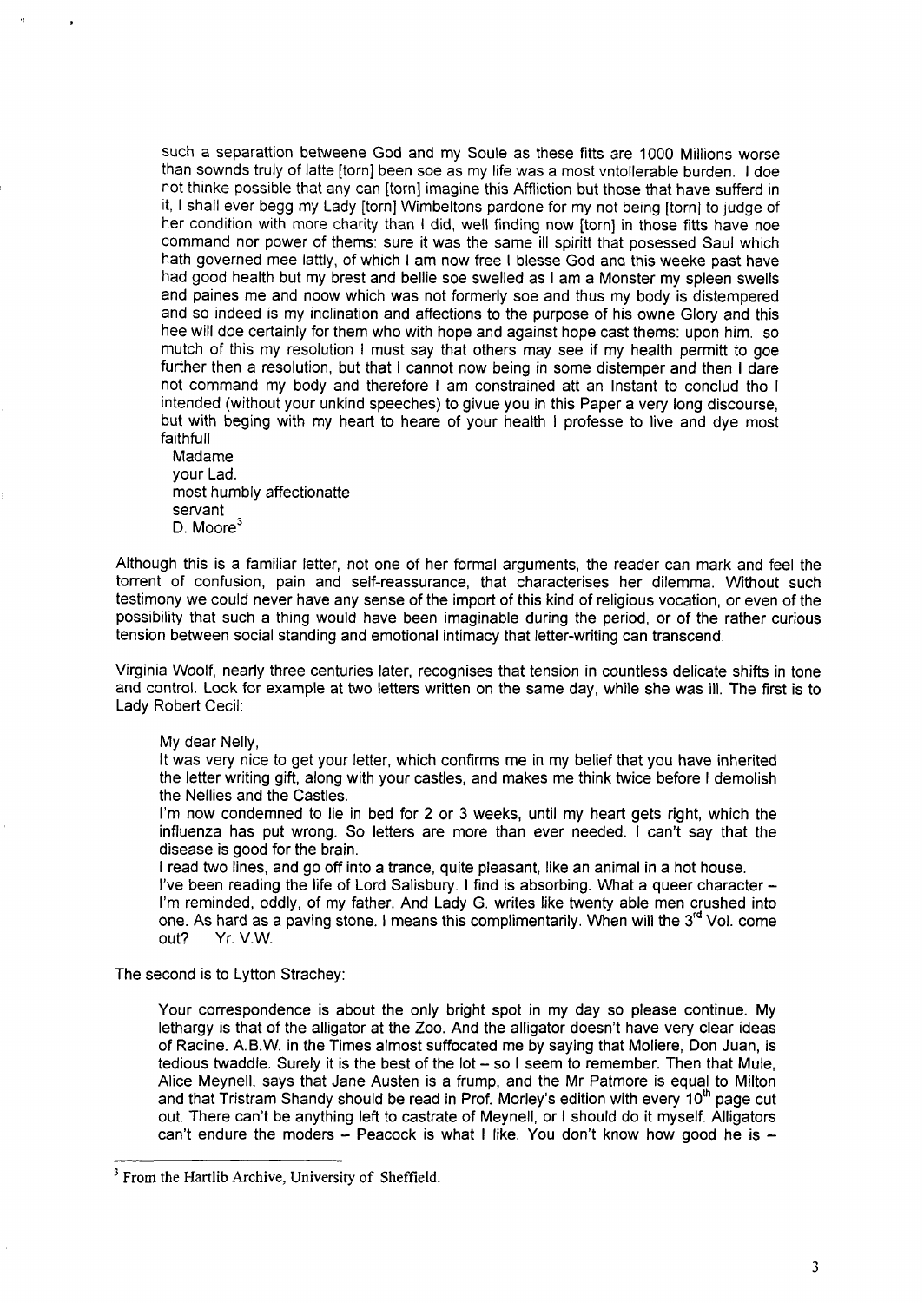> such a separattion betweene God and my Soule as these fitts are 1000 Millions worse than sownds truly of latte [torn] been soe as my life was a most vntollerable burden. I doe not thinke possible that any can [torn] imagine this Affliction but those that have sufferd in it, I shall ever begg my Lady [torn] Wimbeltons pardone for my not being [torn] to judge of her condition with more charity than I did, well finding now [torn] in those fitts have noe command nor power of thems: sure it was the same ill spiritt that posessed Saul which hath governed mee lattly, of which I am now free I blesse God and this weeke past have had good health but my brest and bellie soe swelled as I am a Monster my spleen swells and paines me and noow which was not formerly soe and thus my body is distempered and so indeed is my inclination and affections to the purpose of his owne Glory and this hee will doe certainly for them who with hope and against hope cast thems: upon him. so mutch of this my resolution I must say that others may see if my health permitt to goe further then a resolution, but that I cannot now being in some distemper and then I dare not command my body and therefore I am constrained att an Instant to conclud tho I intended (without your unkind speeches) to givue you in this Paper a very long discourse, but with beging with my heart to heare of your health I professe to live and dye most faithfull
>
> Madame
> your Lad.
> most humbly affectionatte
> servant
> D. Moore[3]

Although this is a familiar letter, not one of her formal arguments, the reader can mark and feel the torrent of confusion, pain and self-reassurance, that characterises her dilemma. Without such testimony we could never have any sense of the import of this kind of religious vocation, or even of the possibility that such a thing would have been imaginable during the period, or of the rather curious tension between social standing and emotional intimacy that letter-writing can transcend.

Virginia Woolf, nearly three centuries later, recognises that tension in countless delicate shifts in tone and control. Look for example at two letters written on the same day, while she was ill. The first is to Lady Robert Cecil:

> My dear Nelly,
>
> It was very nice to get your letter, which confirms me in my belief that you have inherited the letter writing gift, along with your castles, and makes me think twice before I demolish the Nellies and the Castles.
>
> I'm now condemned to lie in bed for 2 or 3 weeks, until my heart gets right, which the influenza has put wrong. So letters are more than ever needed. I can't say that the disease is good for the brain.
>
> I read two lines, and go off into a trance, quite pleasant, like an animal in a hot house.
>
> I've been reading the life of Lord Salisbury. I find is absorbing. What a queer character – I'm reminded, oddly, of my father. And Lady G. writes like twenty able men crushed into one. As hard as a paving stone. I means this complimentarily. When will the 3rd Vol. come out? Yr. V.W.

The second is to Lytton Strachey:

> Your correspondence is about the only bright spot in my day so please continue. My lethargy is that of the alligator at the Zoo. And the alligator doesn't have very clear ideas of Racine. A.B.W. in the Times almost suffocated me by saying that Moliere, Don Juan, is tedious twaddle. Surely it is the best of the lot – so I seem to remember. Then that Mule, Alice Meynell, says that Jane Austen is a frump, and the Mr Patmore is equal to Milton and that Tristram Shandy should be read in Prof. Morley's edition with every 10th page cut out. There can't be anything left to castrate of Meynell, or I should do it myself. Alligators can't endure the moders – Peacock is what I like. You don't know how good he is –

---

[3] From the Hartlib Archive, University of Sheffield.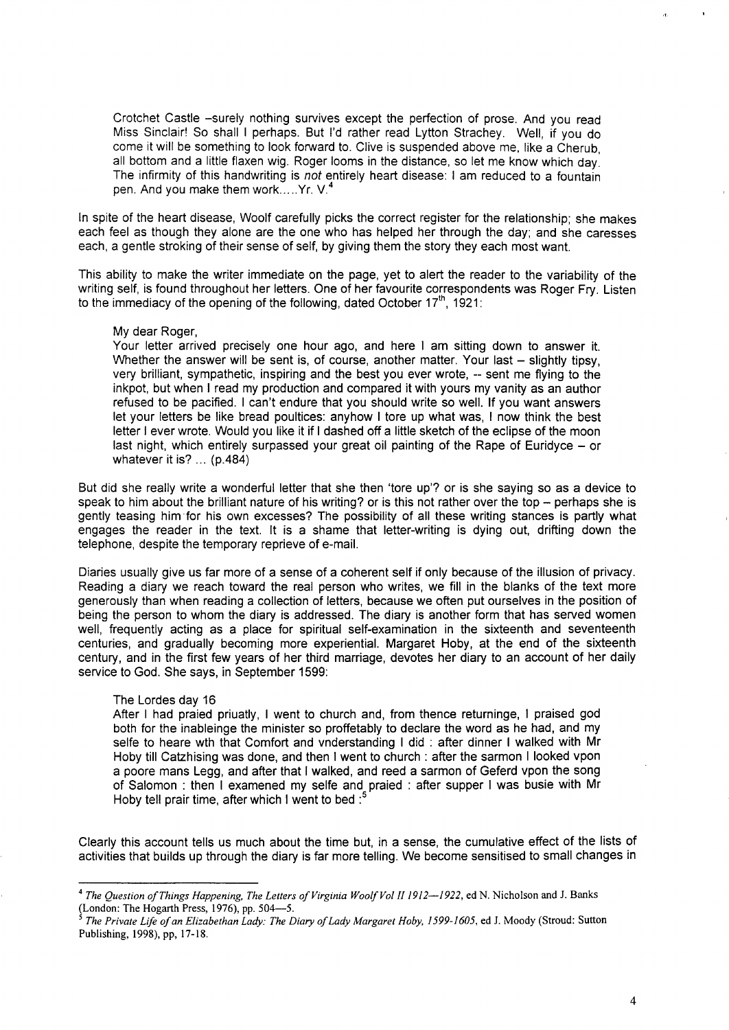> Crotchet Castle –surely nothing survives except the perfection of prose. And you read Miss Sinclair! So shall I perhaps. But I'd rather read Lytton Strachey. Well, if you do come it will be something to look forward to. Clive is suspended above me, like a Cherub, all bottom and a little flaxen wig. Roger looms in the distance, so let me know which day. The infirmity of this handwriting is *not* entirely heart disease: I am reduced to a fountain pen. And you make them work.....Yr. V.[4]

In spite of the heart disease, Woolf carefully picks the correct register for the relationship; she makes each feel as though they alone are the one who has helped her through the day; and she caresses each, a gentle stroking of their sense of self, by giving them the story they each most want.

This ability to make the writer immediate on the page, yet to alert the reader to the variability of the writing self, is found throughout her letters. One of her favourite correspondents was Roger Fry. Listen to the immediacy of the opening of the following, dated October 17th, 1921:

> My dear Roger,
> Your letter arrived precisely one hour ago, and here I am sitting down to answer it. Whether the answer will be sent is, of course, another matter. Your last – slightly tipsy, very brilliant, sympathetic, inspiring and the best you ever wrote, -- sent me flying to the inkpot, but when I read my production and compared it with yours my vanity as an author refused to be pacified. I can't endure that you should write so well. If you want answers let your letters be like bread poultices: anyhow I tore up what was, I now think the best letter I ever wrote. Would you like it if I dashed off a little sketch of the eclipse of the moon last night, which entirely surpassed your great oil painting of the Rape of Euridyce – or whatever it is? ... (p.484)

But did she really write a wonderful letter that she then 'tore up'? or is she saying so as a device to speak to him about the brilliant nature of his writing? or is this not rather over the top – perhaps she is gently teasing him for his own excesses? The possibility of all these writing stances is partly what engages the reader in the text. It is a shame that letter-writing is dying out, drifting down the telephone, despite the temporary reprieve of e-mail.

Diaries usually give us far more of a sense of a coherent self if only because of the illusion of privacy. Reading a diary we reach toward the real person who writes, we fill in the blanks of the text more generously than when reading a collection of letters, because we often put ourselves in the position of being the person to whom the diary is addressed. The diary is another form that has served women well, frequently acting as a place for spiritual self-examination in the sixteenth and seventeenth centuries, and gradually becoming more experiential. Margaret Hoby, at the end of the sixteenth century, and in the first few years of her third marriage, devotes her diary to an account of her daily service to God. She says, in September 1599:

> The Lordes day 16
> After I had praied priuatly, I went to church and, from thence returninge, I praised god both for the inableinge the minister so proffetably to declare the word as he had, and my selfe to heare wth that Comfort and vnderstanding I did : after dinner I walked with Mr Hoby till Catzhising was done, and then I went to church : after the sarmon I looked vpon a poore mans Legg, and after that I walked, and reed a sarmon of Geferd vpon the song of Salomon : then I examened my selfe and praied : after supper I was busie with Mr Hoby tell prair time, after which I went to bed :[5]

Clearly this account tells us much about the time but, in a sense, the cumulative effect of the lists of activities that builds up through the diary is far more telling. We become sensitised to small changes in

---

[4] *The Question of Things Happening, The Letters of Virginia Woolf Vol II 1912—1922*, ed N. Nicholson and J. Banks (London: The Hogarth Press, 1976), pp. 504—5.

[5] *The Private Life of an Elizabethan Lady: The Diary of Lady Margaret Hoby, 1599-1605*, ed J. Moody (Stroud: Sutton Publishing, 1998), pp, 17-18.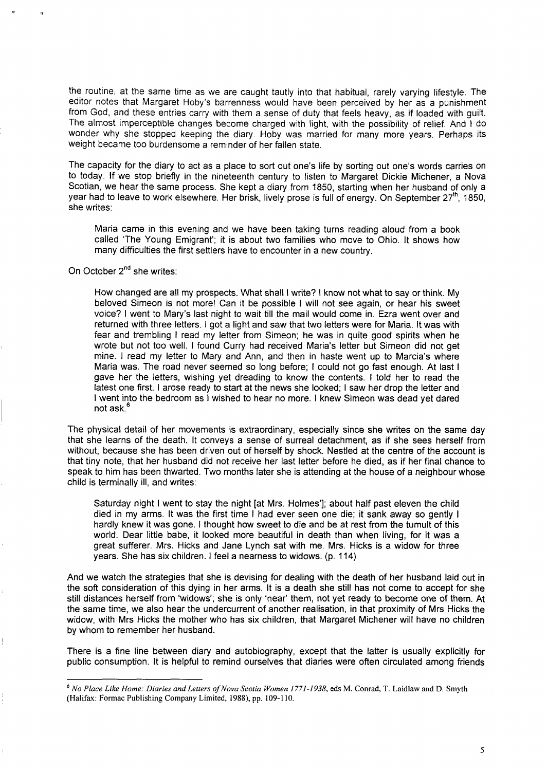the routine, at the same time as we are caught tautly into that habitual, rarely varying lifestyle. The editor notes that Margaret Hoby's barrenness would have been perceived by her as a punishment from God, and these entries carry with them a sense of duty that feels heavy, as if loaded with guilt. The almost imperceptible changes become charged with light, with the possibility of relief. And I do wonder why she stopped keeping the diary. Hoby was married for many more years. Perhaps its weight became too burdensome a reminder of her fallen state.

The capacity for the diary to act as a place to sort out one's life by sorting out one's words carries on to today. If we stop briefly in the nineteenth century to listen to Margaret Dickie Michener, a Nova Scotian, we hear the same process. She kept a diary from 1850, starting when her husband of only a year had to leave to work elsewhere. Her brisk, lively prose is full of energy. On September 27th, 1850, she writes:

> Maria came in this evening and we have been taking turns reading aloud from a book called 'The Young Emigrant'; it is about two families who move to Ohio. It shows how many difficulties the first settlers have to encounter in a new country.

On October 2nd she writes:

> How changed are all my prospects. What shall I write? I know not what to say or think. My beloved Simeon is not more! Can it be possible I will not see again, or hear his sweet voice? I went to Mary's last night to wait till the mail would come in. Ezra went over and returned with three letters. I got a light and saw that two letters were for Maria. It was with fear and trembling I read my letter from Simeon; he was in quite good spirits when he wrote but not too well. I found Curry had received Maria's letter but Simeon did not get mine. I read my letter to Mary and Ann, and then in haste went up to Marcia's where Maria was. The road never seemed so long before; I could not go fast enough. At last I gave her the letters, wishing yet dreading to know the contents. I told her to read the latest one first. I arose ready to start at the news she looked; I saw her drop the letter and I went into the bedroom as I wished to hear no more. I knew Simeon was dead yet dared not ask.[6]

The physical detail of her movements is extraordinary, especially since she writes on the same day that she learns of the death. It conveys a sense of surreal detachment, as if she sees herself from without, because she has been driven out of herself by shock. Nestled at the centre of the account is that tiny note, that her husband did not receive her last letter before he died, as if her final chance to speak to him has been thwarted. Two months later she is attending at the house of a neighbour whose child is terminally ill, and writes:

> Saturday night I went to stay the night [at Mrs. Holmes']; about half past eleven the child died in my arms. It was the first time I had ever seen one die; it sank away so gently I hardly knew it was gone. I thought how sweet to die and be at rest from the tumult of this world. Dear little babe, it looked more beautiful in death than when living, for it was a great sufferer. Mrs. Hicks and Jane Lynch sat with me. Mrs. Hicks is a widow for three years. She has six children. I feel a nearness to widows. (p. 114)

And we watch the strategies that she is devising for dealing with the death of her husband laid out in the soft consideration of this dying in her arms. It is a death she still has not come to accept for she still distances herself from 'widows'; she is only 'near' them, not yet ready to become one of them. At the same time, we also hear the undercurrent of another realisation, in that proximity of Mrs Hicks the widow, with Mrs Hicks the mother who has six children, that Margaret Michener will have no children by whom to remember her husband.

There is a fine line between diary and autobiography, except that the latter is usually explicitly for public consumption. It is helpful to remind ourselves that diaries were often circulated among friends

---

[6] *No Place Like Home: Diaries and Letters of Nova Scotia Women 1771-1938*, eds M. Conrad, T. Laidlaw and D. Smyth (Halifax: Formac Publishing Company Limited, 1988), pp. 109-110.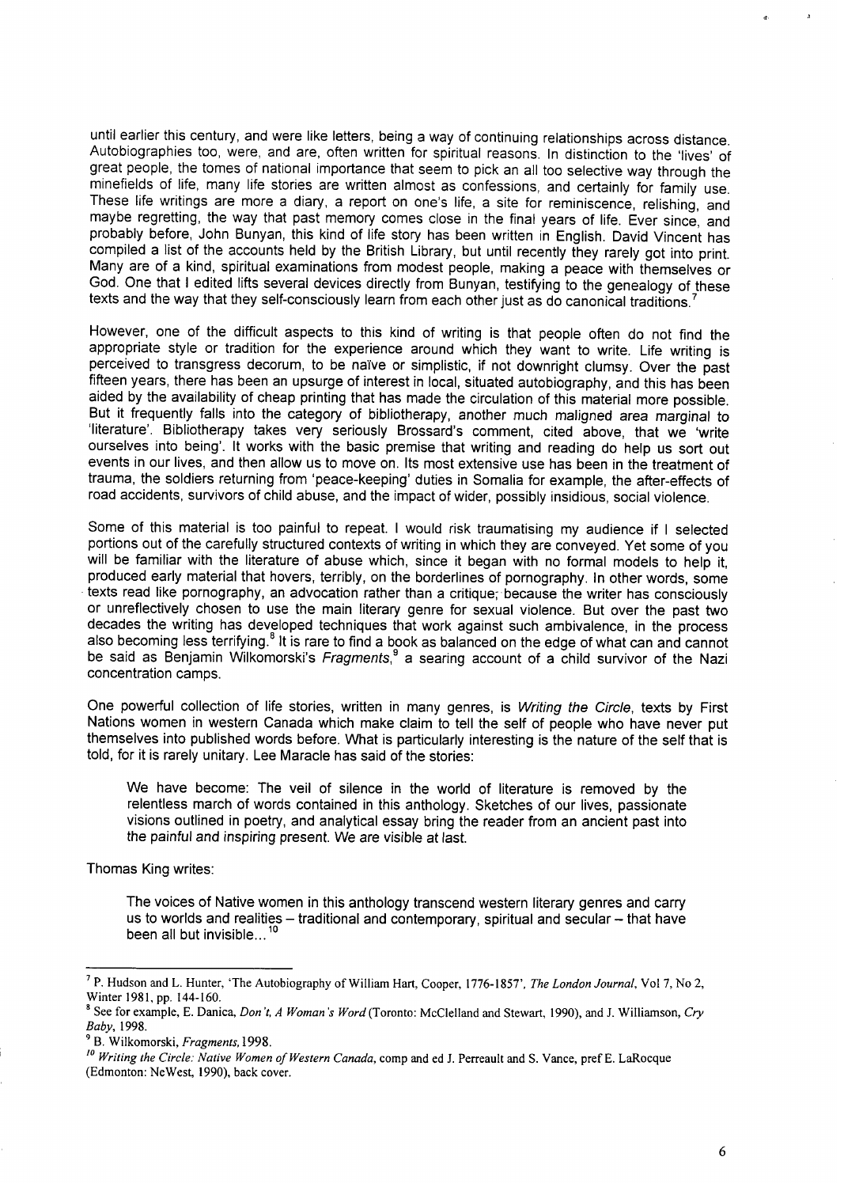until earlier this century, and were like letters, being a way of continuing relationships across distance. Autobiographies too, were, and are, often written for spiritual reasons. In distinction to the 'lives' of great people, the tomes of national importance that seem to pick an all too selective way through the minefields of life, many life stories are written almost as confessions, and certainly for family use. These life writings are more a diary, a report on one's life, a site for reminiscence, relishing, and maybe regretting, the way that past memory comes close in the final years of life. Ever since, and probably before, John Bunyan, this kind of life story has been written in English. David Vincent has compiled a list of the accounts held by the British Library, but until recently they rarely got into print. Many are of a kind, spiritual examinations from modest people, making a peace with themselves or God. One that I edited lifts several devices directly from Bunyan, testifying to the genealogy of these texts and the way that they self-consciously learn from each other just as do canonical traditions.[7]

However, one of the difficult aspects to this kind of writing is that people often do not find the appropriate style or tradition for the experience around which they want to write. Life writing is perceived to transgress decorum, to be naïve or simplistic, if not downright clumsy. Over the past fifteen years, there has been an upsurge of interest in local, situated autobiography, and this has been aided by the availability of cheap printing that has made the circulation of this material more possible. But it frequently falls into the category of bibliotherapy, another much maligned area marginal to 'literature'. Bibliotherapy takes very seriously Brossard's comment, cited above, that we 'write ourselves into being'. It works with the basic premise that writing and reading do help us sort out events in our lives, and then allow us to move on. Its most extensive use has been in the treatment of trauma, the soldiers returning from 'peace-keeping' duties in Somalia for example, the after-effects of road accidents, survivors of child abuse, and the impact of wider, possibly insidious, social violence.

Some of this material is too painful to repeat. I would risk traumatising my audience if I selected portions out of the carefully structured contexts of writing in which they are conveyed. Yet some of you will be familiar with the literature of abuse which, since it began with no formal models to help it, produced early material that hovers, terribly, on the borderlines of pornography. In other words, some texts read like pornography, an advocation rather than a critique, because the writer has consciously or unreflectively chosen to use the main literary genre for sexual violence. But over the past two decades the writing has developed techniques that work against such ambivalence, in the process also becoming less terrifying.[8] It is rare to find a book as balanced on the edge of what can and cannot be said as Benjamin Wilkomorski's *Fragments*,[9] a searing account of a child survivor of the Nazi concentration camps.

One powerful collection of life stories, written in many genres, is *Writing the Circle*, texts by First Nations women in western Canada which make claim to tell the self of people who have never put themselves into published words before. What is particularly interesting is the nature of the self that is told, for it is rarely unitary. Lee Maracle has said of the stories:

> We have become: The veil of silence in the world of literature is removed by the relentless march of words contained in this anthology. Sketches of our lives, passionate visions outlined in poetry, and analytical essay bring the reader from an ancient past into the painful and inspiring present. We are visible at last.

Thomas King writes:

> The voices of Native women in this anthology transcend western literary genres and carry us to worlds and realities – traditional and contemporary, spiritual and secular – that have been all but invisible...[10]

---

[7] P. Hudson and L. Hunter, 'The Autobiography of William Hart, Cooper, 1776-1857', *The London Journal*, Vol 7, No 2, Winter 1981, pp. 144-160.

[8] See for example, E. Danica, *Don't, A Woman's Word* (Toronto: McClelland and Stewart, 1990), and J. Williamson, *Cry Baby*, 1998.

[9] B. Wilkomorski, *Fragments*, 1998.

[10] *Writing the Circle: Native Women of Western Canada*, comp and ed J. Perreault and S. Vance, pref E. LaRocque (Edmonton: NeWest, 1990), back cover.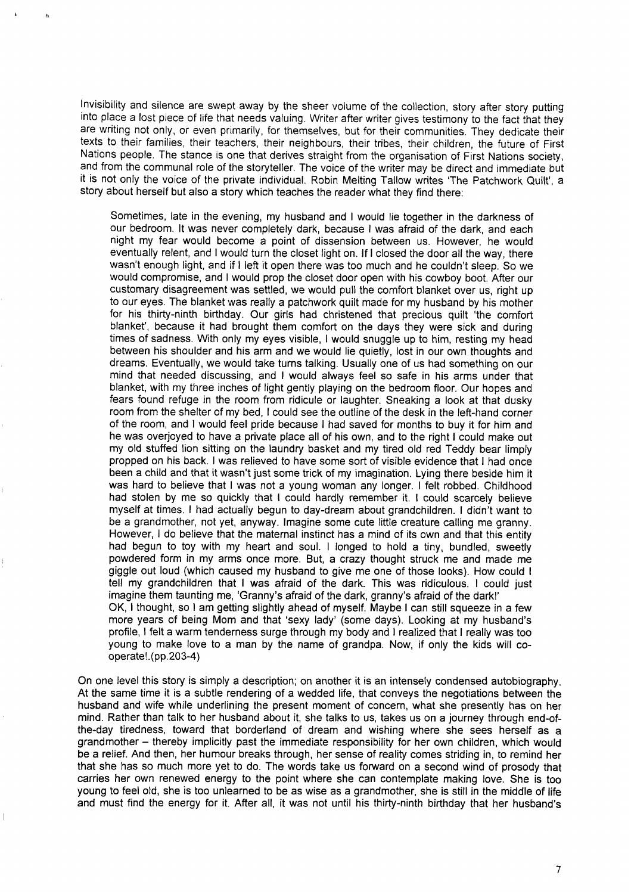Invisibility and silence are swept away by the sheer volume of the collection, story after story putting into place a lost piece of life that needs valuing. Writer after writer gives testimony to the fact that they are writing not only, or even primarily, for themselves, but for their communities. They dedicate their texts to their families, their teachers, their neighbours, their tribes, their children, the future of First Nations people. The stance is one that derives straight from the organisation of First Nations society, and from the communal role of the storyteller. The voice of the writer may be direct and immediate but it is not only the voice of the private individual. Robin Melting Tallow writes 'The Patchwork Quilt', a story about herself but also a story which teaches the reader what they find there:

> Sometimes, late in the evening, my husband and I would lie together in the darkness of our bedroom. It was never completely dark, because I was afraid of the dark, and each night my fear would become a point of dissension between us. However, he would eventually relent, and I would turn the closet light on. If I closed the door all the way, there wasn't enough light, and if I left it open there was too much and he couldn't sleep. So we would compromise, and I would prop the closet door open with his cowboy boot. After our customary disagreement was settled, we would pull the comfort blanket over us, right up to our eyes. The blanket was really a patchwork quilt made for my husband by his mother for his thirty-ninth birthday. Our girls had christened that precious quilt 'the comfort blanket', because it had brought them comfort on the days they were sick and during times of sadness. With only my eyes visible, I would snuggle up to him, resting my head between his shoulder and his arm and we would lie quietly, lost in our own thoughts and dreams. Eventually, we would take turns talking. Usually one of us had something on our mind that needed discussing, and I would always feel so safe in his arms under that blanket, with my three inches of light gently playing on the bedroom floor. Our hopes and fears found refuge in the room from ridicule or laughter. Sneaking a look at that dusky room from the shelter of my bed, I could see the outline of the desk in the left-hand corner of the room, and I would feel pride because I had saved for months to buy it for him and he was overjoyed to have a private place all of his own, and to the right I could make out my old stuffed lion sitting on the laundry basket and my tired old red Teddy bear limply propped on his back. I was relieved to have some sort of visible evidence that I had once been a child and that it wasn't just some trick of my imagination. Lying there beside him it was hard to believe that I was not a young woman any longer. I felt robbed. Childhood had stolen by me so quickly that I could hardly remember it. I could scarcely believe myself at times. I had actually begun to day-dream about grandchildren. I didn't want to be a grandmother, not yet, anyway. Imagine some cute little creature calling me granny. However, I do believe that the maternal instinct has a mind of its own and that this entity had begun to toy with my heart and soul. I longed to hold a tiny, bundled, sweetly powdered form in my arms once more. But, a crazy thought struck me and made me giggle out loud (which caused my husband to give me one of those looks). How could I tell my grandchildren that I was afraid of the dark. This was ridiculous. I could just imagine them taunting me, 'Granny's afraid of the dark, granny's afraid of the dark!'
>
> OK, I thought, so I am getting slightly ahead of myself. Maybe I can still squeeze in a few more years of being Mom and that 'sexy lady' (some days). Looking at my husband's profile, I felt a warm tenderness surge through my body and I realized that I really was too young to make love to a man by the name of grandpa. Now, if only the kids will co-operate!.(pp.203-4)

On one level this story is simply a description; on another it is an intensely condensed autobiography. At the same time it is a subtle rendering of a wedded life, that conveys the negotiations between the husband and wife while underlining the present moment of concern, what she presently has on her mind. Rather than talk to her husband about it, she talks to us, takes us on a journey through end-of-the-day tiredness, toward that borderland of dream and wishing where she sees herself as a grandmother – thereby implicitly past the immediate responsibility for her own children, which would be a relief. And then, her humour breaks through, her sense of reality comes striding in, to remind her that she has so much more yet to do. The words take us forward on a second wind of prosody that carries her own renewed energy to the point where she can contemplate making love. She is too young to feel old, she is too unlearned to be as wise as a grandmother, she is still in the middle of life and must find the energy for it. After all, it was not until his thirty-ninth birthday that her husband's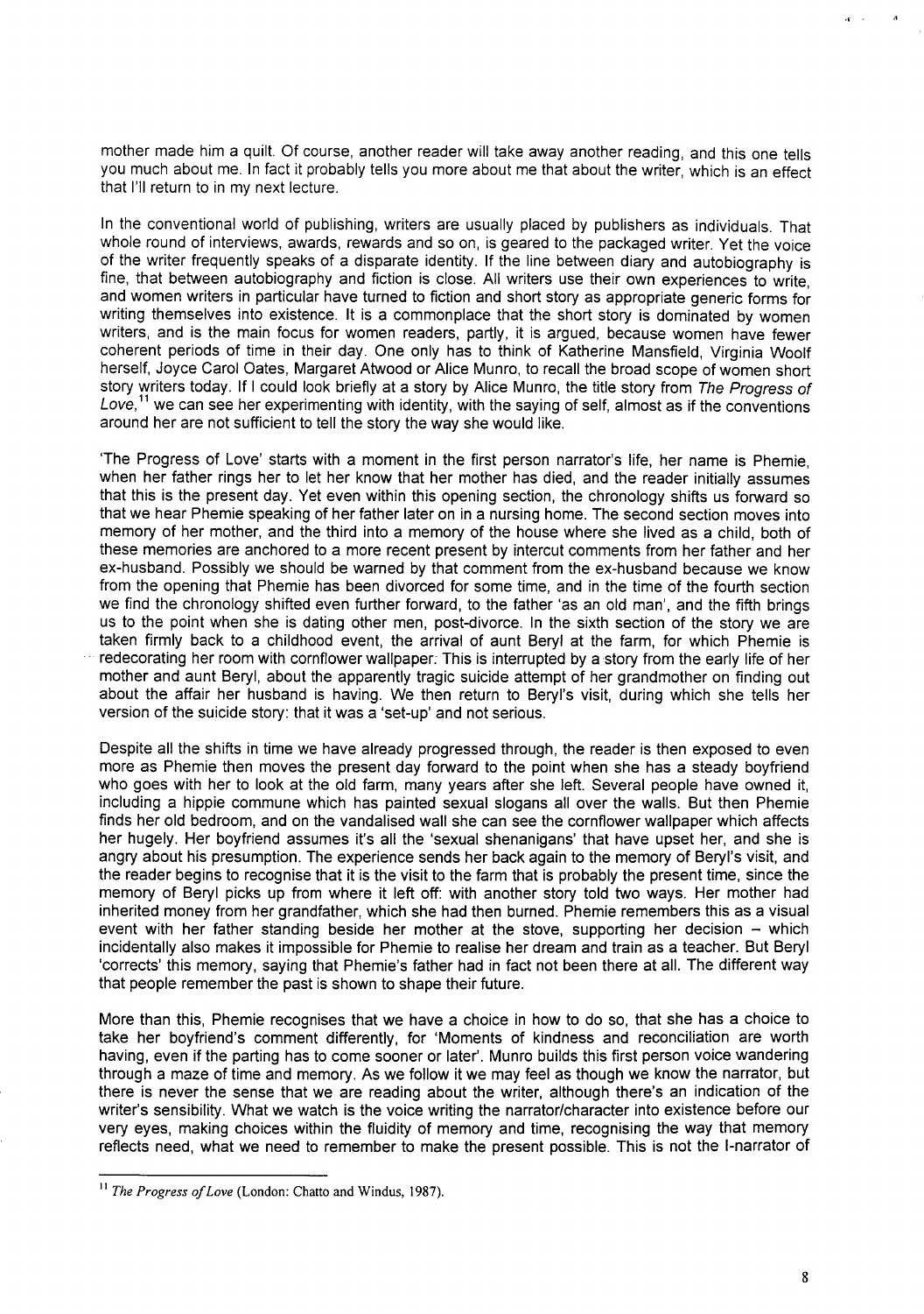mother made him a quilt. Of course, another reader will take away another reading, and this one tells you much about me. In fact it probably tells you more about me that about the writer, which is an effect that I'll return to in my next lecture.

In the conventional world of publishing, writers are usually placed by publishers as individuals. That whole round of interviews, awards, rewards and so on, is geared to the packaged writer. Yet the voice of the writer frequently speaks of a disparate identity. If the line between diary and autobiography is fine, that between autobiography and fiction is close. All writers use their own experiences to write, and women writers in particular have turned to fiction and short story as appropriate generic forms for writing themselves into existence. It is a commonplace that the short story is dominated by women writers, and is the main focus for women readers, partly, it is argued, because women have fewer coherent periods of time in their day. One only has to think of Katherine Mansfield, Virginia Woolf herself, Joyce Carol Oates, Margaret Atwood or Alice Munro, to recall the broad scope of women short story writers today. If I could look briefly at a story by Alice Munro, the title story from *The Progress of Love*,[11] we can see her experimenting with identity, with the saying of self, almost as if the conventions around her are not sufficient to tell the story the way she would like.

'The Progress of Love' starts with a moment in the first person narrator's life, her name is Phemie, when her father rings her to let her know that her mother has died, and the reader initially assumes that this is the present day. Yet even within this opening section, the chronology shifts us forward so that we hear Phemie speaking of her father later on in a nursing home. The second section moves into memory of her mother, and the third into a memory of the house where she lived as a child, both of these memories are anchored to a more recent present by intercut comments from her father and her ex-husband. Possibly we should be warned by that comment from the ex-husband because we know from the opening that Phemie has been divorced for some time, and in the time of the fourth section we find the chronology shifted even further forward, to the father 'as an old man', and the fifth brings us to the point when she is dating other men, post-divorce. In the sixth section of the story we are taken firmly back to a childhood event, the arrival of aunt Beryl at the farm, for which Phemie is redecorating her room with cornflower wallpaper. This is interrupted by a story from the early life of her mother and aunt Beryl, about the apparently tragic suicide attempt of her grandmother on finding out about the affair her husband is having. We then return to Beryl's visit, during which she tells her version of the suicide story: that it was a 'set-up' and not serious.

Despite all the shifts in time we have already progressed through, the reader is then exposed to even more as Phemie then moves the present day forward to the point when she has a steady boyfriend who goes with her to look at the old farm, many years after she left. Several people have owned it, including a hippie commune which has painted sexual slogans all over the walls. But then Phemie finds her old bedroom, and on the vandalised wall she can see the cornflower wallpaper which affects her hugely. Her boyfriend assumes it's all the 'sexual shenanigans' that have upset her, and she is angry about his presumption. The experience sends her back again to the memory of Beryl's visit, and the reader begins to recognise that it is the visit to the farm that is probably the present time, since the memory of Beryl picks up from where it left off: with another story told two ways. Her mother had inherited money from her grandfather, which she had then burned. Phemie remembers this as a visual event with her father standing beside her mother at the stove, supporting her decision – which incidentally also makes it impossible for Phemie to realise her dream and train as a teacher. But Beryl 'corrects' this memory, saying that Phemie's father had in fact not been there at all. The different way that people remember the past is shown to shape their future.

More than this, Phemie recognises that we have a choice in how to do so, that she has a choice to take her boyfriend's comment differently, for 'Moments of kindness and reconciliation are worth having, even if the parting has to come sooner or later'. Munro builds this first person voice wandering through a maze of time and memory. As we follow it we may feel as though we know the narrator, but there is never the sense that we are reading about the writer, although there's an indication of the writer's sensibility. What we watch is the voice writing the narrator/character into existence before our very eyes, making choices within the fluidity of memory and time, recognising the way that memory reflects need, what we need to remember to make the present possible. This is not the I-narrator of

---

[11] *The Progress of Love* (London: Chatto and Windus, 1987).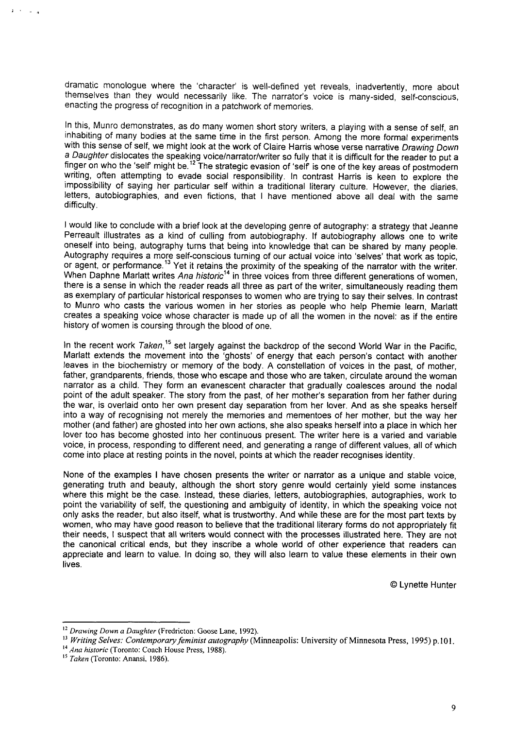dramatic monologue where the 'character' is well-defined yet reveals, inadvertently, more about themselves than they would necessarily like. The narrator's voice is many-sided, self-conscious, enacting the progress of recognition in a patchwork of memories.

In this, Munro demonstrates, as do many women short story writers, a playing with a sense of self, an inhabiting of many bodies at the same time in the first person. Among the more formal experiments with this sense of self, we might look at the work of Claire Harris whose verse narrative *Drawing Down a Daughter* dislocates the speaking voice/narrator/writer so fully that it is difficult for the reader to put a finger on who the 'self' might be.[12] The strategic evasion of 'self' is one of the key areas of postmodern writing, often attempting to evade social responsibility. In contrast Harris is keen to explore the impossibility of saying her particular self within a traditional literary culture. However, the diaries, letters, autobiographies, and even fictions, that I have mentioned above all deal with the same difficulty.

I would like to conclude with a brief look at the developing genre of autography: a strategy that Jeanne Perreault illustrates as a kind of culling from autobiography. If autobiography allows one to write oneself into being, autography turns that being into knowledge that can be shared by many people. Autography requires a more self-conscious turning of our actual voice into 'selves' that work as topic, or agent, or performance.[13] Yet it retains the proximity of the speaking of the narrator with the writer. When Daphne Marlatt writes *Ana historic*[14] in three voices from three different generations of women, there is a sense in which the reader reads all three as part of the writer, simultaneously reading them as exemplary of particular historical responses to women who are trying to say their selves. In contrast to Munro who casts the various women in her stories as people who help Phemie learn, Marlatt creates a speaking voice whose character is made up of all the women in the novel: as if the entire history of women is coursing through the blood of one.

In the recent work *Taken*,[15] set largely against the backdrop of the second World War in the Pacific, Marlatt extends the movement into the 'ghosts' of energy that each person's contact with another leaves in the biochemistry or memory of the body. A constellation of voices in the past, of mother, father, grandparents, friends, those who escape and those who are taken, circulate around the woman narrator as a child. They form an evanescent character that gradually coalesces around the nodal point of the adult speaker. The story from the past, of her mother's separation from her father during the war, is overlaid onto her own present day separation from her lover. And as she speaks herself into a way of recognising not merely the memories and mementoes of her mother, but the way her mother (and father) are ghosted into her own actions, she also speaks herself into a place in which her lover too has become ghosted into her continuous present. The writer here is a varied and variable voice, in process, responding to different need, and generating a range of different values, all of which come into place at resting points in the novel, points at which the reader recognises identity.

None of the examples I have chosen presents the writer or narrator as a unique and stable voice, generating truth and beauty, although the short story genre would certainly yield some instances where this might be the case. Instead, these diaries, letters, autobiographies, autographies, work to point the variability of self, the questioning and ambiguity of identity, in which the speaking voice not only asks the reader, but also itself, what is trustworthy. And while these are for the most part texts by women, who may have good reason to believe that the traditional literary forms do not appropriately fit their needs, I suspect that all writers would connect with the processes illustrated here. They are not the canonical critical ends, but they inscribe a whole world of other experience that readers can appreciate and learn to value. In doing so, they will also learn to value these elements in their own lives.

© Lynette Hunter

---

[12] *Drawing Down a Daughter* (Fredricton: Goose Lane, 1992).

[13] *Writing Selves: Contemporary feminist autography* (Minneapolis: University of Minnesota Press, 1995) p.101.

[14] *Ana historic* (Toronto: Coach House Press, 1988).

[15] *Taken* (Toronto: Anansi, 1986).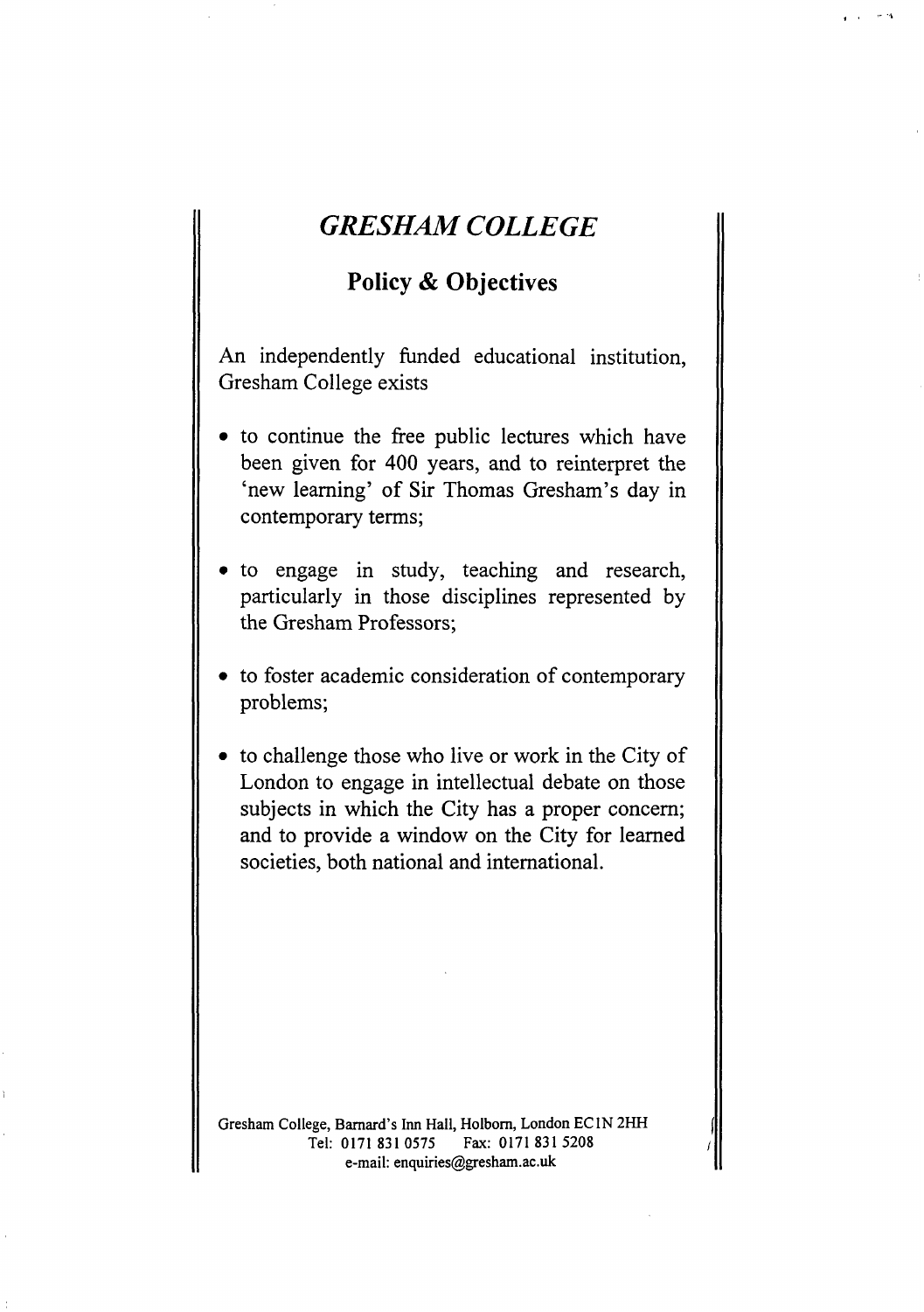# *GRESHAM COLLEGE*

## Policy & Objectives

An independently funded educational institution, Gresham College exists

- to continue the free public lectures which have been given for 400 years, and to reinterpret the 'new learning' of Sir Thomas Gresham's day in contemporary terms;
- to engage in study, teaching and research, particularly in those disciplines represented by the Gresham Professors;
- to foster academic consideration of contemporary problems;
- to challenge those who live or work in the City of London to engage in intellectual debate on those subjects in which the City has a proper concern; and to provide a window on the City for learned societies, both national and international.

Gresham College, Barnard's Inn Hall, Holborn, London EC1N 2HH
Tel: 0171 831 0575 Fax: 0171 831 5208
e-mail: enquiries@gresham.ac.uk